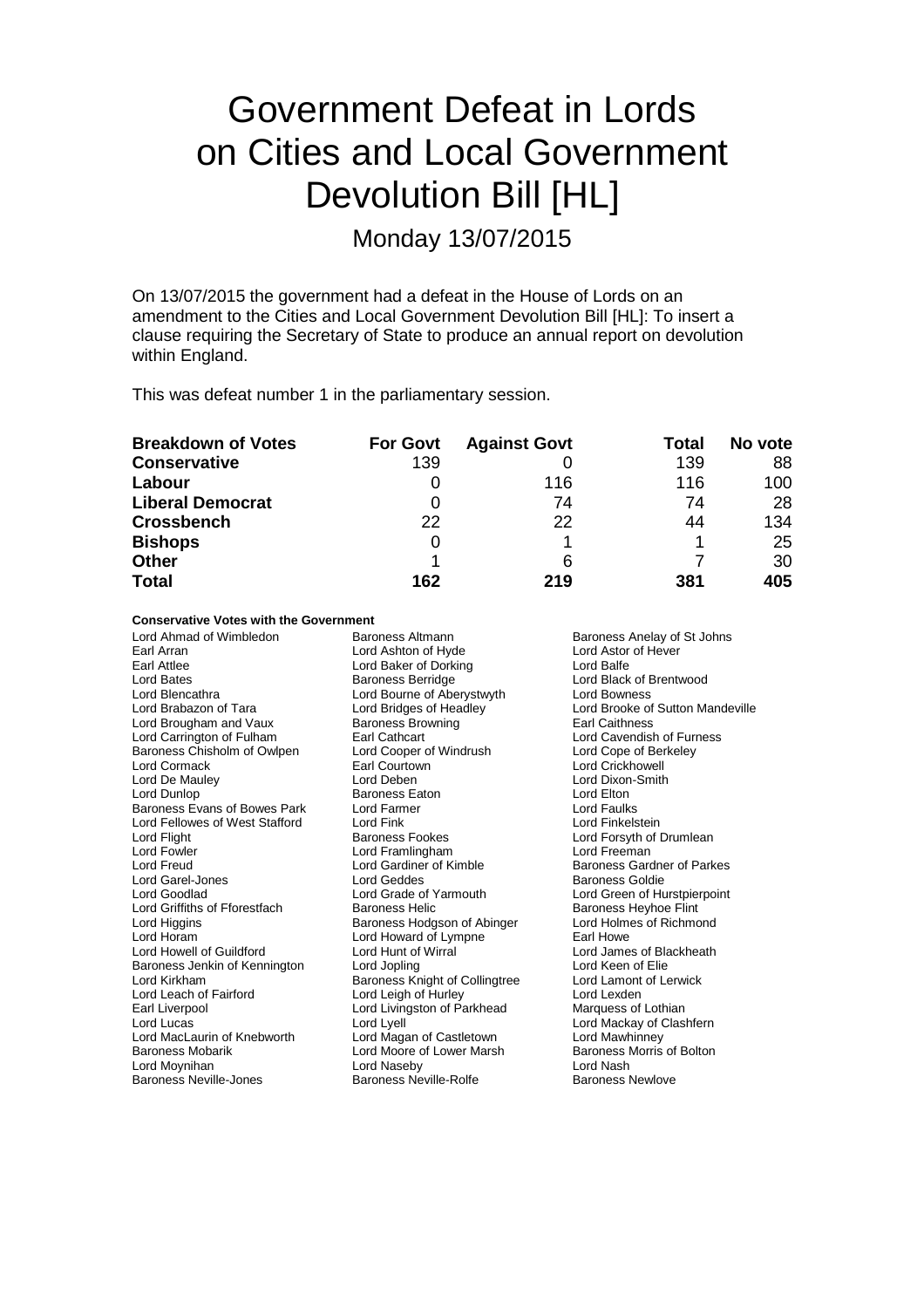# Government Defeat in Lords on Cities and Local Government Devolution Bill [HL]

Monday 13/07/2015

On 13/07/2015 the government had a defeat in the House of Lords on an amendment to the Cities and Local Government Devolution Bill [HL]: To insert a clause requiring the Secretary of State to produce an annual report on devolution within England.

This was defeat number 1 in the parliamentary session.

| Breakdown of Votes | For Govt | Against Govt | Total | No vote |
|---|---|---|---|---|
| **Conservative** | 139 | 0 | 139 | 88 |
| **Labour** | 0 | 116 | 116 | 100 |
| **Liberal Democrat** | 0 | 74 | 74 | 28 |
| **Crossbench** | 22 | 22 | 44 | 134 |
| **Bishops** | 0 | 1 | 1 | 25 |
| **Other** | 1 | 6 | 7 | 30 |
| **Total** | **162** | **219** | **381** | **405** |

**Conservative Votes with the Government**

Lord Ahmad of Wimbledon
Baroness Altmann
Baroness Anelay of St Johns
Earl Arran
Lord Ashton of Hyde
Lord Astor of Hever
Earl Attlee
Lord Baker of Dorking
Lord Balfe
Lord Bates
Baroness Berridge
Lord Black of Brentwood
Lord Blencathra
Lord Bourne of Aberystwyth
Lord Bowness
Lord Brabazon of Tara
Lord Bridges of Headley
Lord Brooke of Sutton Mandeville
Lord Brougham and Vaux
Baroness Browning
Earl Caithness
Lord Carrington of Fulham
Earl Cathcart
Lord Cavendish of Furness
Baroness Chisholm of Owlpen
Lord Cooper of Windrush
Lord Cope of Berkeley
Lord Cormack
Earl Courtown
Lord Crickhowell
Lord De Mauley
Lord Deben
Lord Dixon-Smith
Lord Dunlop
Baroness Eaton
Lord Elton
Baroness Evans of Bowes Park
Lord Farmer
Lord Faulks
Lord Fellowes of West Stafford
Lord Fink
Lord Finkelstein
Lord Flight
Baroness Fookes
Lord Forsyth of Drumlean
Lord Fowler
Lord Framlingham
Lord Freeman
Lord Freud
Lord Gardiner of Kimble
Baroness Gardner of Parkes
Lord Garel-Jones
Lord Geddes
Baroness Goldie
Lord Goodlad
Lord Grade of Yarmouth
Lord Green of Hurstpierpoint
Lord Griffiths of Fforestfach
Baroness Helic
Baroness Heyhoe Flint
Lord Higgins
Baroness Hodgson of Abinger
Lord Holmes of Richmond
Lord Horam
Lord Howard of Lympne
Earl Howe
Lord Howell of Guildford
Lord Hunt of Wirral
Lord James of Blackheath
Baroness Jenkin of Kennington
Lord Jopling
Lord Keen of Elie
Lord Kirkham
Baroness Knight of Collingtree
Lord Lamont of Lerwick
Lord Leach of Fairford
Lord Leigh of Hurley
Lord Lexden
Earl Liverpool
Lord Livingston of Parkhead
Marquess of Lothian
Lord Lucas
Lord Lyell
Lord Mackay of Clashfern
Lord MacLaurin of Knebworth
Lord Magan of Castletown
Lord Mawhinney
Baroness Mobarik
Lord Moore of Lower Marsh
Baroness Morris of Bolton
Lord Moynihan
Lord Naseby
Lord Nash
Baroness Neville-Jones
Baroness Neville-Rolfe
Baroness Newlove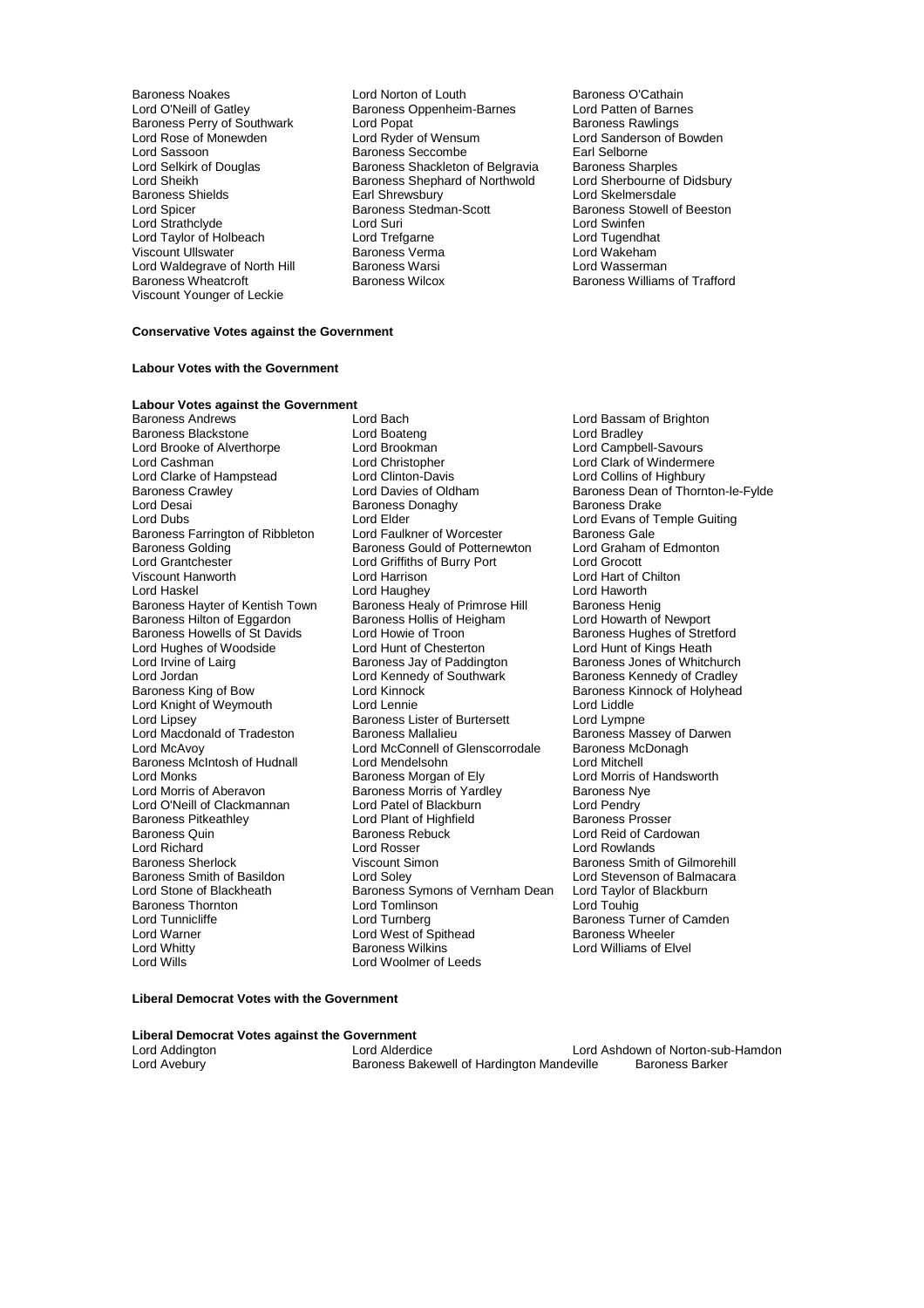Baroness Noakes
Lord Norton of Louth
Baroness O'Cathain
Lord O'Neill of Gatley
Baroness Oppenheim-Barnes
Lord Patten of Barnes
Baroness Perry of Southwark
Lord Popat
Baroness Rawlings
Lord Rose of Monewden
Lord Ryder of Wensum
Lord Sanderson of Bowden
Lord Sassoon
Baroness Seccombe
Earl Selborne
Lord Selkirk of Douglas
Baroness Shackleton of Belgravia
Baroness Sharples
Lord Sheikh
Baroness Shephard of Northwold
Lord Sherbourne of Didsbury
Baroness Shields
Earl Shrewsbury
Lord Skelmersdale
Lord Spicer
Baroness Stedman-Scott
Baroness Stowell of Beeston
Lord Strathclyde
Lord Suri
Lord Swinfen
Lord Taylor of Holbeach
Lord Trefgarne
Lord Tugendhat
Viscount Ullswater
Baroness Verma
Lord Wakeham
Lord Waldegrave of North Hill
Baroness Warsi
Lord Wasserman
Baroness Wheatcroft
Baroness Wilcox
Baroness Williams of Trafford
Viscount Younger of Leckie

**Conservative Votes against the Government**

**Labour Votes with the Government**

**Labour Votes against the Government**

Baroness Andrews
Lord Bach
Lord Bassam of Brighton
Baroness Blackstone
Lord Boateng
Lord Bradley
Lord Brooke of Alverthorpe
Lord Brookman
Lord Campbell-Savours
Lord Cashman
Lord Christopher
Lord Clark of Windermere
Lord Clarke of Hampstead
Lord Clinton-Davis
Lord Collins of Highbury
Baroness Crawley
Lord Davies of Oldham
Baroness Dean of Thornton-le-Fylde
Lord Desai
Baroness Donaghy
Baroness Drake
Lord Dubs
Lord Elder
Lord Evans of Temple Guiting
Baroness Farrington of Ribbleton
Lord Faulkner of Worcester
Baroness Gale
Baroness Golding
Baroness Gould of Potternewton
Lord Graham of Edmonton
Lord Grantchester
Lord Griffiths of Burry Port
Lord Grocott
Viscount Hanworth
Lord Harrison
Lord Hart of Chilton
Lord Haskel
Lord Haughey
Lord Haworth
Baroness Hayter of Kentish Town
Baroness Healy of Primrose Hill
Baroness Henig
Baroness Hilton of Eggardon
Baroness Hollis of Heigham
Lord Howarth of Newport
Baroness Howells of St Davids
Lord Howie of Troon
Baroness Hughes of Stretford
Lord Hughes of Woodside
Lord Hunt of Chesterton
Lord Hunt of Kings Heath
Lord Irvine of Lairg
Baroness Jay of Paddington
Baroness Jones of Whitchurch
Lord Jordan
Lord Kennedy of Southwark
Baroness Kennedy of Cradley
Baroness King of Bow
Lord Kinnock
Baroness Kinnock of Holyhead
Lord Knight of Weymouth
Lord Lennie
Lord Liddle
Lord Lipsey
Baroness Lister of Burtersett
Lord Lympne
Lord Macdonald of Tradeston
Baroness Mallalieu
Baroness Massey of Darwen
Lord McAvoy
Lord McConnell of Glenscorrodale
Baroness McDonagh
Baroness McIntosh of Hudnall
Lord Mendelsohn
Lord Mitchell
Lord Monks
Baroness Morgan of Ely
Lord Morris of Handsworth
Lord Morris of Aberavon
Baroness Morris of Yardley
Baroness Nye
Lord O'Neill of Clackmannan
Lord Patel of Blackburn
Lord Pendry
Baroness Pitkeathley
Lord Plant of Highfield
Baroness Prosser
Baroness Quin
Baroness Rebuck
Lord Reid of Cardowan
Lord Richard
Lord Rosser
Lord Rowlands
Baroness Sherlock
Viscount Simon
Baroness Smith of Gilmorehill
Baroness Smith of Basildon
Lord Soley
Lord Stevenson of Balmacara
Lord Stone of Blackheath
Baroness Symons of Vernham Dean
Lord Taylor of Blackburn
Baroness Thornton
Lord Tomlinson
Lord Touhig
Lord Tunnicliffe
Lord Turnberg
Baroness Turner of Camden
Lord Warner
Lord West of Spithead
Baroness Wheeler
Lord Whitty
Baroness Wilkins
Lord Williams of Elvel
Lord Wills
Lord Woolmer of Leeds

**Liberal Democrat Votes with the Government**

**Liberal Democrat Votes against the Government**

Lord Addington
Lord Alderdice
Lord Ashdown of Norton-sub-Hamdon
Lord Avebury
Baroness Bakewell of Hardington Mandeville
Baroness Barker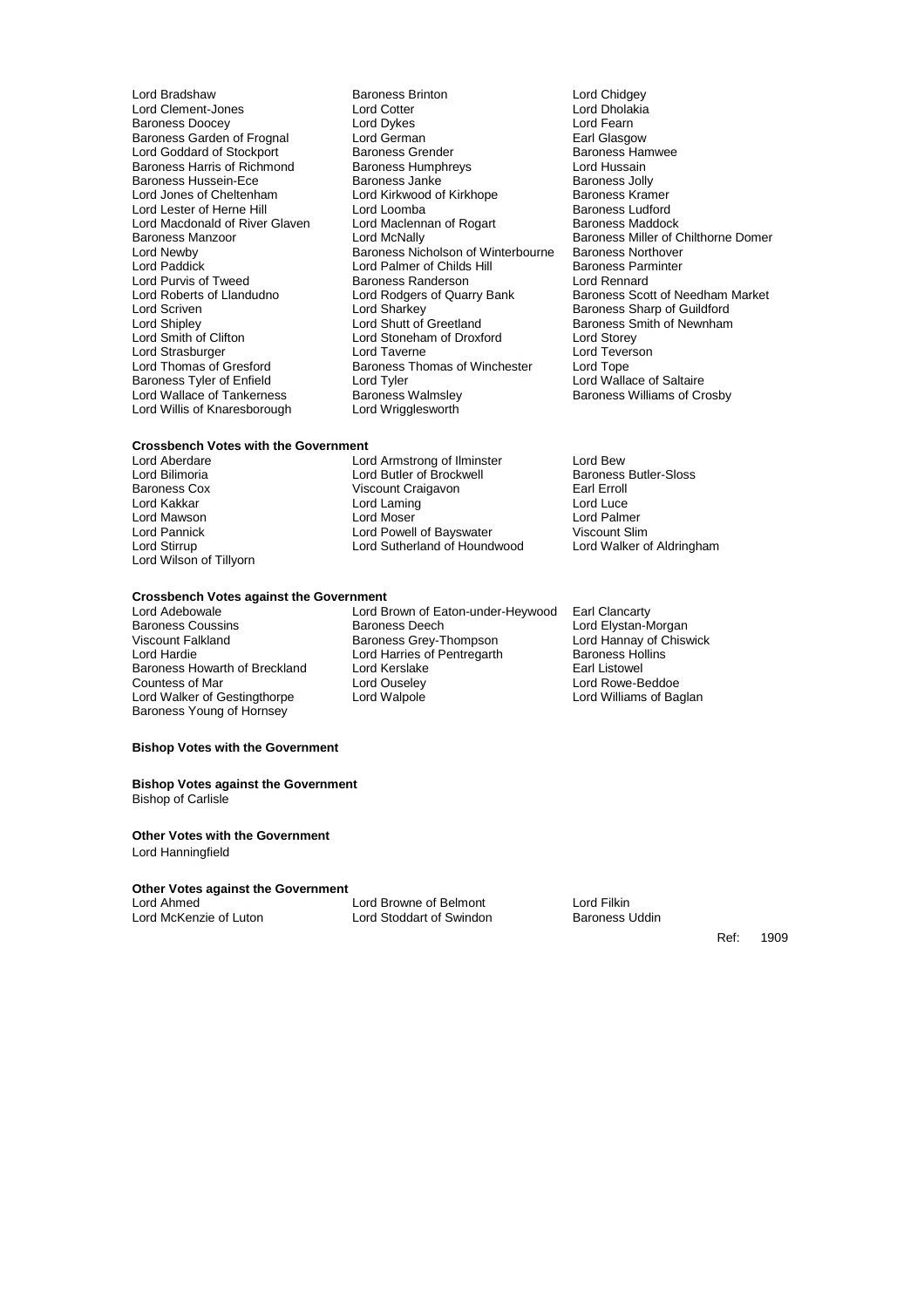Lord Bradshaw
Baroness Brinton
Lord Chidgey
Lord Clement-Jones
Lord Cotter
Lord Dholakia
Baroness Doocey
Lord Dykes
Lord Fearn
Baroness Garden of Frognal
Lord German
Earl Glasgow
Lord Goddard of Stockport
Baroness Grender
Baroness Hamwee
Baroness Harris of Richmond
Baroness Humphreys
Lord Hussain
Baroness Hussein-Ece
Baroness Janke
Baroness Jolly
Lord Jones of Cheltenham
Lord Kirkwood of Kirkhope
Baroness Kramer
Lord Lester of Herne Hill
Lord Loomba
Baroness Ludford
Lord Macdonald of River Glaven
Lord Maclennan of Rogart
Baroness Maddock
Baroness Manzoor
Lord McNally
Baroness Miller of Chilthorne Domer
Lord Newby
Baroness Nicholson of Winterbourne
Baroness Northover
Lord Paddick
Lord Palmer of Childs Hill
Baroness Parminter
Lord Purvis of Tweed
Baroness Randerson
Lord Rennard
Lord Roberts of Llandudno
Lord Rodgers of Quarry Bank
Baroness Scott of Needham Market
Lord Scriven
Lord Sharkey
Baroness Sharp of Guildford
Lord Shipley
Lord Shutt of Greetland
Baroness Smith of Newnham
Lord Smith of Clifton
Lord Stoneham of Droxford
Lord Storey
Lord Strasburger
Lord Taverne
Lord Teverson
Lord Thomas of Gresford
Baroness Thomas of Winchester
Lord Tope
Baroness Tyler of Enfield
Lord Tyler
Lord Wallace of Saltaire
Lord Wallace of Tankerness
Baroness Walmsley
Baroness Williams of Crosby
Lord Willis of Knaresborough
Lord Wrigglesworth

**Crossbench Votes with the Government**

Lord Aberdare
Lord Armstrong of Ilminster
Lord Bew
Lord Bilimoria
Lord Butler of Brockwell
Baroness Butler-Sloss
Baroness Cox
Viscount Craigavon
Earl Erroll
Lord Kakkar
Lord Laming
Lord Luce
Lord Mawson
Lord Moser
Lord Palmer
Lord Pannick
Lord Powell of Bayswater
Viscount Slim
Lord Stirrup
Lord Sutherland of Houndwood
Lord Walker of Aldringham
Lord Wilson of Tillyorn

**Crossbench Votes against the Government**

Lord Adebowale
Lord Brown of Eaton-under-Heywood
Earl Clancarty
Baroness Coussins
Baroness Deech
Lord Elystan-Morgan
Viscount Falkland
Baroness Grey-Thompson
Lord Hannay of Chiswick
Lord Hardie
Lord Harries of Pentregarth
Baroness Hollins
Baroness Howarth of Breckland
Lord Kerslake
Earl Listowel
Countess of Mar
Lord Ouseley
Lord Rowe-Beddoe
Lord Walker of Gestingthorpe
Lord Walpole
Lord Williams of Baglan
Baroness Young of Hornsey

**Bishop Votes with the Government**

**Bishop Votes against the Government**

Bishop of Carlisle

**Other Votes with the Government**

Lord Hanningfield

**Other Votes against the Government**

Lord Ahmed
Lord Browne of Belmont
Lord Filkin
Lord McKenzie of Luton
Lord Stoddart of Swindon
Baroness Uddin

Ref: 1909